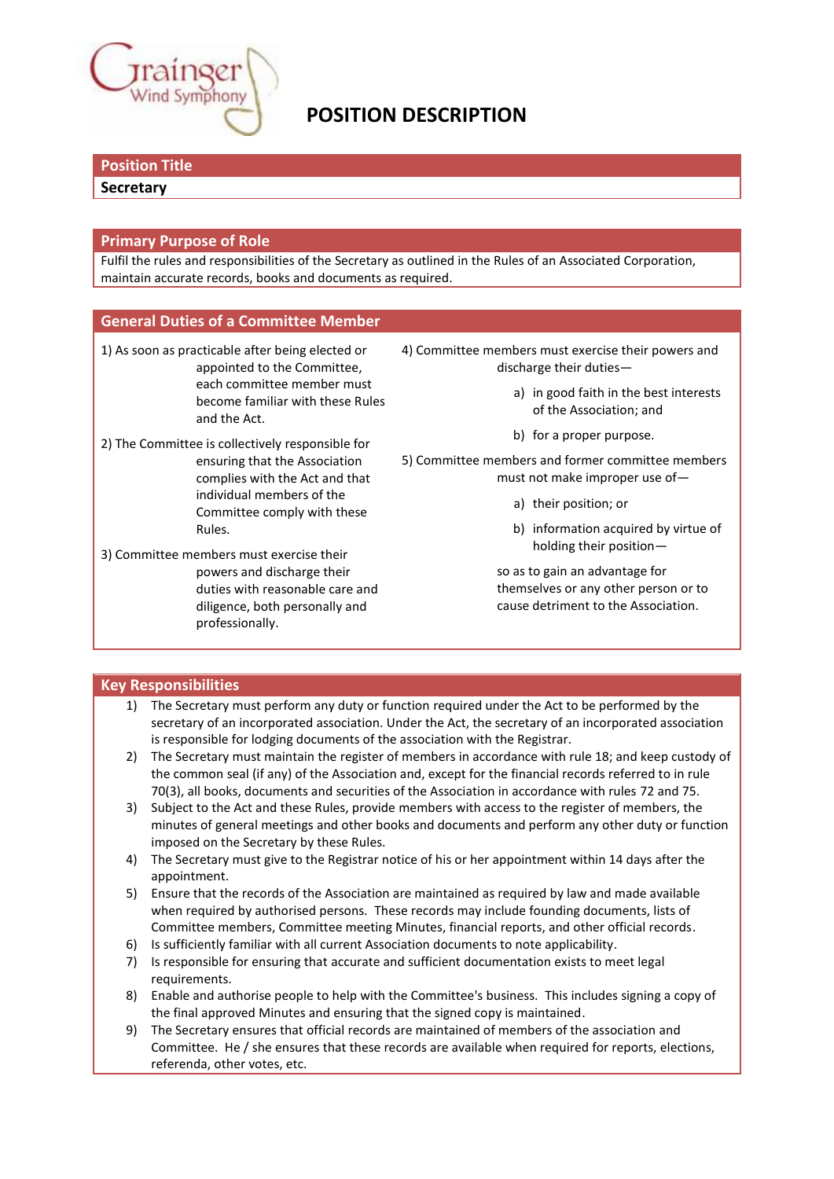Grainger Wind Symphony

# POSITION DESCRIPTION

## Position Title

**Secretary**

## Primary Purpose of Role

Fulfil the rules and responsibilities of the Secretary as outlined in the Rules of an Associated Corporation, maintain accurate records, books and documents as required.

## General Duties of a Committee Member

1) As soon as practicable after being elected or appointed to the Committee, each committee member must become familiar with these Rules and the Act.

2) The Committee is collectively responsible for ensuring that the Association complies with the Act and that individual members of the Committee comply with these Rules.

3) Committee members must exercise their powers and discharge their duties with reasonable care and diligence, both personally and professionally.

4) Committee members must exercise their powers and discharge their duties—

   a) in good faith in the best interests of the Association; and

   b) for a proper purpose.

5) Committee members and former committee members must not make improper use of—

   a) their position; or

   b) information acquired by virtue of holding their position—

   so as to gain an advantage for themselves or any other person or to cause detriment to the Association.

## Key Responsibilities

1) The Secretary must perform any duty or function required under the Act to be performed by the secretary of an incorporated association. Under the Act, the secretary of an incorporated association is responsible for lodging documents of the association with the Registrar.
2) The Secretary must maintain the register of members in accordance with rule 18; and keep custody of the common seal (if any) of the Association and, except for the financial records referred to in rule 70(3), all books, documents and securities of the Association in accordance with rules 72 and 75.
3) Subject to the Act and these Rules, provide members with access to the register of members, the minutes of general meetings and other books and documents and perform any other duty or function imposed on the Secretary by these Rules.
4) The Secretary must give to the Registrar notice of his or her appointment within 14 days after the appointment.
5) Ensure that the records of the Association are maintained as required by law and made available when required by authorised persons. These records may include founding documents, lists of Committee members, Committee meeting Minutes, financial reports, and other official records.
6) Is sufficiently familiar with all current Association documents to note applicability.
7) Is responsible for ensuring that accurate and sufficient documentation exists to meet legal requirements.
8) Enable and authorise people to help with the Committee's business. This includes signing a copy of the final approved Minutes and ensuring that the signed copy is maintained.
9) The Secretary ensures that official records are maintained of members of the association and Committee. He / she ensures that these records are available when required for reports, elections, referenda, other votes, etc.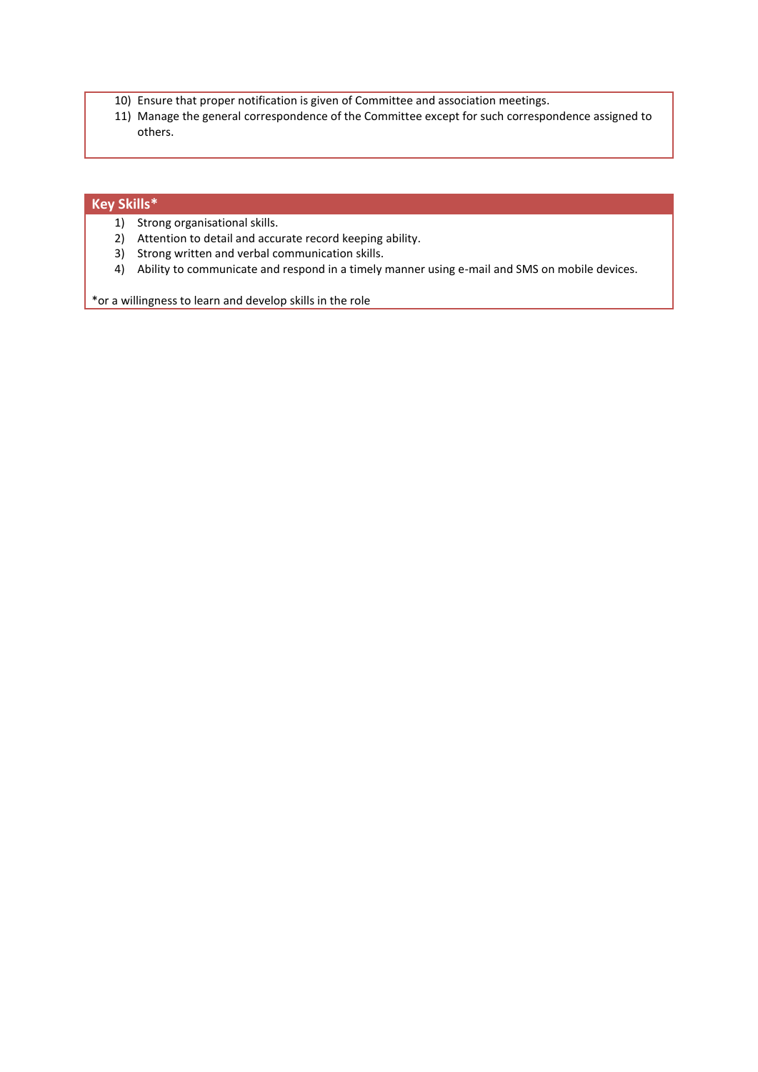10) Ensure that proper notification is given of Committee and association meetings.
11) Manage the general correspondence of the Committee except for such correspondence assigned to others.

## Key Skills*

1) Strong organisational skills.
2) Attention to detail and accurate record keeping ability.
3) Strong written and verbal communication skills.
4) Ability to communicate and respond in a timely manner using e-mail and SMS on mobile devices.

*or a willingness to learn and develop skills in the role